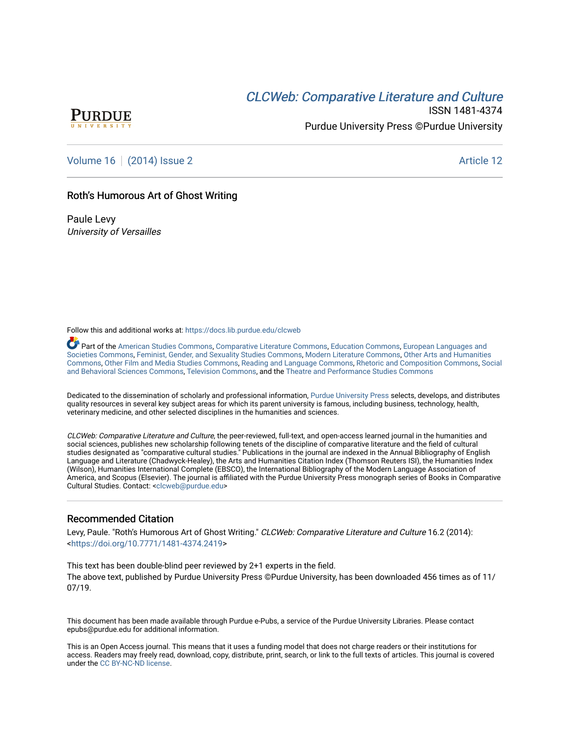CLCWeb: Comparative Literature and Culture

ISSN 1481-4374

Purdue University Press ©Purdue University

Volume 16 | (2014) Issue 2 Article 12

# Roth's Humorous Art of Ghost Writing

Paule Levy

*University of Versailles*

Follow this and additional works at: https://docs.lib.purdue.edu/clcweb

Part of the American Studies Commons, Comparative Literature Commons, Education Commons, European Languages and Societies Commons, Feminist, Gender, and Sexuality Studies Commons, Modern Literature Commons, Other Arts and Humanities Commons, Other Film and Media Studies Commons, Reading and Language Commons, Rhetoric and Composition Commons, Social and Behavioral Sciences Commons, Television Commons, and the Theatre and Performance Studies Commons

Dedicated to the dissemination of scholarly and professional information, Purdue University Press selects, develops, and distributes quality resources in several key subject areas for which its parent university is famous, including business, technology, health, veterinary medicine, and other selected disciplines in the humanities and sciences.

*CLCWeb: Comparative Literature and Culture*, the peer-reviewed, full-text, and open-access learned journal in the humanities and social sciences, publishes new scholarship following tenets of the discipline of comparative literature and the field of cultural studies designated as "comparative cultural studies." Publications in the journal are indexed in the Annual Bibliography of English Language and Literature (Chadwyck-Healey), the Arts and Humanities Citation Index (Thomson Reuters ISI), the Humanities Index (Wilson), Humanities International Complete (EBSCO), the International Bibliography of the Modern Language Association of America, and Scopus (Elsevier). The journal is affiliated with the Purdue University Press monograph series of Books in Comparative Cultural Studies. Contact: <clcweb@purdue.edu>

## Recommended Citation

Levy, Paule. "Roth's Humorous Art of Ghost Writing." *CLCWeb: Comparative Literature and Culture* 16.2 (2014): <https://doi.org/10.7771/1481-4374.2419>

This text has been double-blind peer reviewed by 2+1 experts in the field.

The above text, published by Purdue University Press ©Purdue University, has been downloaded 456 times as of 11/07/19.

This document has been made available through Purdue e-Pubs, a service of the Purdue University Libraries. Please contact epubs@purdue.edu for additional information.

This is an Open Access journal. This means that it uses a funding model that does not charge readers or their institutions for access. Readers may freely read, download, copy, distribute, print, search, or link to the full texts of articles. This journal is covered under the CC BY-NC-ND license.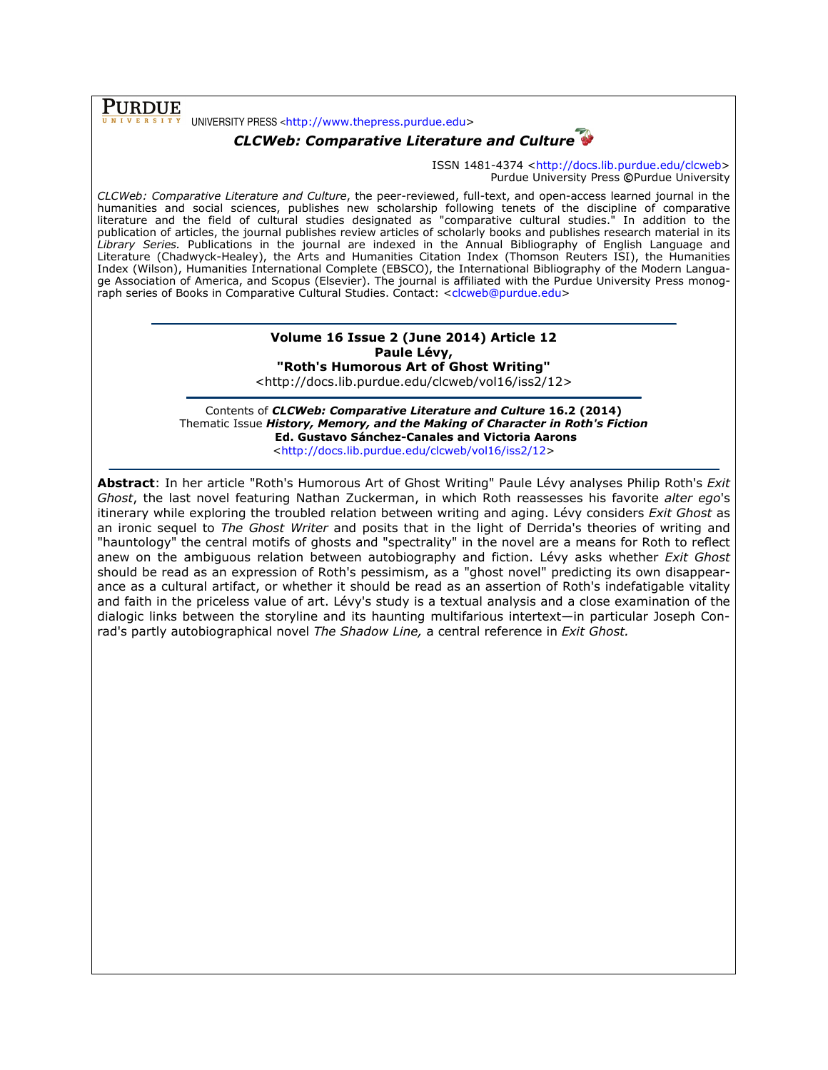**PURDUE** UNIVERSITY PRESS <http://www.thepress.purdue.edu>

***CLCWeb: Comparative Literature and Culture***

ISSN 1481-4374 <http://docs.lib.purdue.edu/clcweb>
Purdue University Press ©Purdue University

*CLCWeb: Comparative Literature and Culture*, the peer-reviewed, full-text, and open-access learned journal in the humanities and social sciences, publishes new scholarship following tenets of the discipline of comparative literature and the field of cultural studies designated as "comparative cultural studies." In addition to the publication of articles, the journal publishes review articles of scholarly books and publishes research material in its *Library Series*. Publications in the journal are indexed in the Annual Bibliography of English Language and Literature (Chadwyck-Healey), the Arts and Humanities Citation Index (Thomson Reuters ISI), the Humanities Index (Wilson), Humanities International Complete (EBSCO), the International Bibliography of the Modern Language Association of America, and Scopus (Elsevier). The journal is affiliated with the Purdue University Press monograph series of Books in Comparative Cultural Studies. Contact: <clcweb@purdue.edu>

---

**Volume 16 Issue 2 (June 2014) Article 12**
**Paule Lévy,**
**"Roth's Humorous Art of Ghost Writing"**
<http://docs.lib.purdue.edu/clcweb/vol16/iss2/12>

---

Contents of ***CLCWeb: Comparative Literature and Culture*** **16.2 (2014)**
Thematic Issue ***History, Memory, and the Making of Character in Roth's Fiction***
**Ed. Gustavo Sánchez-Canales and Victoria Aarons**
<http://docs.lib.purdue.edu/clcweb/vol16/iss2/12>

---

**Abstract**: In her article "Roth's Humorous Art of Ghost Writing" Paule Lévy analyses Philip Roth's *Exit Ghost*, the last novel featuring Nathan Zuckerman, in which Roth reassesses his favorite *alter ego*'s itinerary while exploring the troubled relation between writing and aging. Lévy considers *Exit Ghost* as an ironic sequel to *The Ghost Writer* and posits that in the light of Derrida's theories of writing and "hauntology" the central motifs of ghosts and "spectrality" in the novel are a means for Roth to reflect anew on the ambiguous relation between autobiography and fiction. Lévy asks whether *Exit Ghost* should be read as an expression of Roth's pessimism, as a "ghost novel" predicting its own disappearance as a cultural artifact, or whether it should be read as an assertion of Roth's indefatigable vitality and faith in the priceless value of art. Lévy's study is a textual analysis and a close examination of the dialogic links between the storyline and its haunting multifarious intertext—in particular Joseph Conrad's partly autobiographical novel *The Shadow Line,* a central reference in *Exit Ghost.*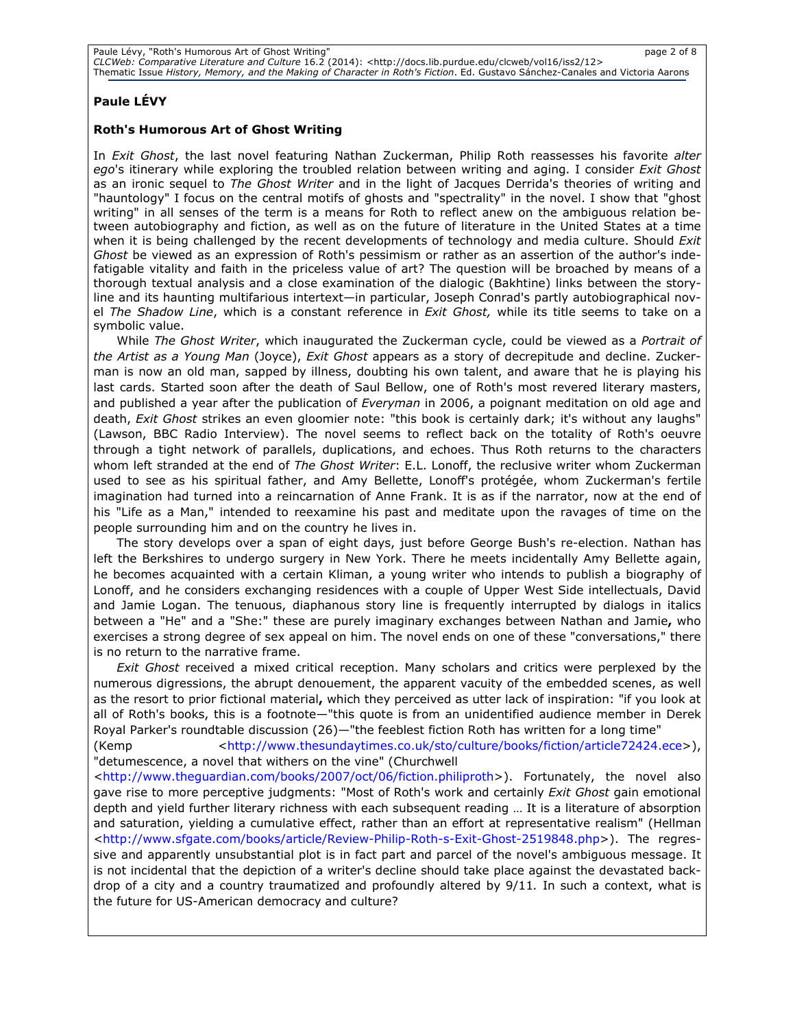**Paule LÉVY**

**Roth's Humorous Art of Ghost Writing**

In *Exit Ghost*, the last novel featuring Nathan Zuckerman, Philip Roth reassesses his favorite *alter ego*'s itinerary while exploring the troubled relation between writing and aging. I consider *Exit Ghost* as an ironic sequel to *The Ghost Writer* and in the light of Jacques Derrida's theories of writing and "hauntology" I focus on the central motifs of ghosts and "spectrality" in the novel. I show that "ghost writing" in all senses of the term is a means for Roth to reflect anew on the ambiguous relation between autobiography and fiction, as well as on the future of literature in the United States at a time when it is being challenged by the recent developments of technology and media culture. Should *Exit Ghost* be viewed as an expression of Roth's pessimism or rather as an assertion of the author's indefatigable vitality and faith in the priceless value of art? The question will be broached by means of a thorough textual analysis and a close examination of the dialogic (Bakhtine) links between the storyline and its haunting multifarious intertext—in particular, Joseph Conrad's partly autobiographical novel *The Shadow Line*, which is a constant reference in *Exit Ghost,* while its title seems to take on a symbolic value.

While *The Ghost Writer*, which inaugurated the Zuckerman cycle, could be viewed as a *Portrait of the Artist as a Young Man* (Joyce), *Exit Ghost* appears as a story of decrepitude and decline. Zuckerman is now an old man, sapped by illness, doubting his own talent, and aware that he is playing his last cards. Started soon after the death of Saul Bellow, one of Roth's most revered literary masters, and published a year after the publication of *Everyman* in 2006, a poignant meditation on old age and death, *Exit Ghost* strikes an even gloomier note: "this book is certainly dark; it's without any laughs" (Lawson, BBC Radio Interview). The novel seems to reflect back on the totality of Roth's oeuvre through a tight network of parallels, duplications, and echoes. Thus Roth returns to the characters whom left stranded at the end of *The Ghost Writer*: E.L. Lonoff, the reclusive writer whom Zuckerman used to see as his spiritual father, and Amy Bellette, Lonoff's protégée, whom Zuckerman's fertile imagination had turned into a reincarnation of Anne Frank. It is as if the narrator, now at the end of his "Life as a Man," intended to reexamine his past and meditate upon the ravages of time on the people surrounding him and on the country he lives in.

The story develops over a span of eight days, just before George Bush's re-election. Nathan has left the Berkshires to undergo surgery in New York. There he meets incidentally Amy Bellette again, he becomes acquainted with a certain Kliman, a young writer who intends to publish a biography of Lonoff, and he considers exchanging residences with a couple of Upper West Side intellectuals, David and Jamie Logan. The tenuous, diaphanous story line is frequently interrupted by dialogs in italics between a "He" and a "She:" these are purely imaginary exchanges between Nathan and Jamie**,** who exercises a strong degree of sex appeal on him. The novel ends on one of these "conversations," there is no return to the narrative frame.

*Exit Ghost* received a mixed critical reception. Many scholars and critics were perplexed by the numerous digressions, the abrupt denouement, the apparent vacuity of the embedded scenes, as well as the resort to prior fictional material**,** which they perceived as utter lack of inspiration: "if you look at all of Roth's books, this is a footnote—"this quote is from an unidentified audience member in Derek Royal Parker's roundtable discussion (26)—"the feeblest fiction Roth has written for a long time" (Kemp <http://www.thesundaytimes.co.uk/sto/culture/books/fiction/article72424.ece>), "detumescence, a novel that withers on the vine" (Churchwell <http://www.theguardian.com/books/2007/oct/06/fiction.philiproth>). Fortunately, the novel also gave rise to more perceptive judgments: "Most of Roth's work and certainly *Exit Ghost* gain emotional depth and yield further literary richness with each subsequent reading … It is a literature of absorption and saturation, yielding a cumulative effect, rather than an effort at representative realism" (Hellman <http://www.sfgate.com/books/article/Review-Philip-Roth-s-Exit-Ghost-2519848.php>). The regressive and apparently unsubstantial plot is in fact part and parcel of the novel's ambiguous message. It is not incidental that the depiction of a writer's decline should take place against the devastated backdrop of a city and a country traumatized and profoundly altered by 9/11. In such a context, what is the future for US-American democracy and culture?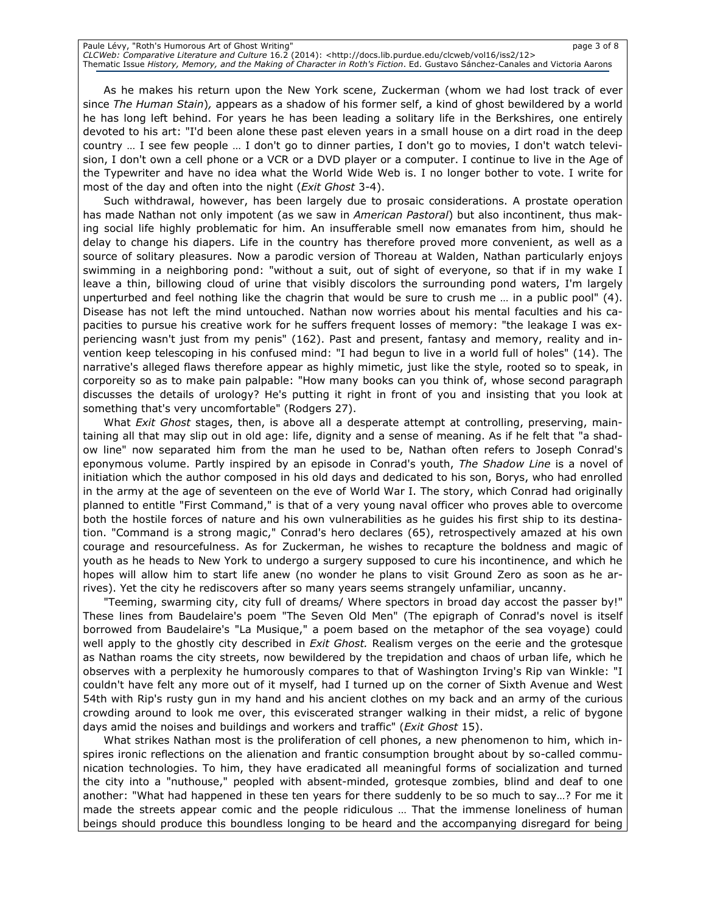As he makes his return upon the New York scene, Zuckerman (whom we had lost track of ever since *The Human Stain*), appears as a shadow of his former self, a kind of ghost bewildered by a world he has long left behind. For years he has been leading a solitary life in the Berkshires, one entirely devoted to his art: "I'd been alone these past eleven years in a small house on a dirt road in the deep country … I see few people … I don't go to dinner parties, I don't go to movies, I don't watch television, I don't own a cell phone or a VCR or a DVD player or a computer. I continue to live in the Age of the Typewriter and have no idea what the World Wide Web is. I no longer bother to vote. I write for most of the day and often into the night (*Exit Ghost* 3-4).

Such withdrawal, however, has been largely due to prosaic considerations. A prostate operation has made Nathan not only impotent (as we saw in *American Pastoral*) but also incontinent, thus making social life highly problematic for him. An insufferable smell now emanates from him, should he delay to change his diapers. Life in the country has therefore proved more convenient, as well as a source of solitary pleasures. Now a parodic version of Thoreau at Walden, Nathan particularly enjoys swimming in a neighboring pond: "without a suit, out of sight of everyone, so that if in my wake I leave a thin, billowing cloud of urine that visibly discolors the surrounding pond waters, I'm largely unperturbed and feel nothing like the chagrin that would be sure to crush me … in a public pool" (4). Disease has not left the mind untouched. Nathan now worries about his mental faculties and his capacities to pursue his creative work for he suffers frequent losses of memory: "the leakage I was experiencing wasn't just from my penis" (162). Past and present, fantasy and memory, reality and invention keep telescoping in his confused mind: "I had begun to live in a world full of holes" (14). The narrative's alleged flaws therefore appear as highly mimetic, just like the style, rooted so to speak, in corporeity so as to make pain palpable: "How many books can you think of, whose second paragraph discusses the details of urology? He's putting it right in front of you and insisting that you look at something that's very uncomfortable" (Rodgers 27).

What *Exit Ghost* stages, then, is above all a desperate attempt at controlling, preserving, maintaining all that may slip out in old age: life, dignity and a sense of meaning. As if he felt that "a shadow line" now separated him from the man he used to be, Nathan often refers to Joseph Conrad's eponymous volume. Partly inspired by an episode in Conrad's youth, *The Shadow Line* is a novel of initiation which the author composed in his old days and dedicated to his son, Borys, who had enrolled in the army at the age of seventeen on the eve of World War I. The story, which Conrad had originally planned to entitle "First Command," is that of a very young naval officer who proves able to overcome both the hostile forces of nature and his own vulnerabilities as he guides his first ship to its destination. "Command is a strong magic," Conrad's hero declares (65), retrospectively amazed at his own courage and resourcefulness. As for Zuckerman, he wishes to recapture the boldness and magic of youth as he heads to New York to undergo a surgery supposed to cure his incontinence, and which he hopes will allow him to start life anew (no wonder he plans to visit Ground Zero as soon as he arrives). Yet the city he rediscovers after so many years seems strangely unfamiliar, uncanny.

"Teeming, swarming city, city full of dreams/ Where spectors in broad day accost the passer by!" These lines from Baudelaire's poem "The Seven Old Men" (The epigraph of Conrad's novel is itself borrowed from Baudelaire's "La Musique," a poem based on the metaphor of the sea voyage) could well apply to the ghostly city described in *Exit Ghost.* Realism verges on the eerie and the grotesque as Nathan roams the city streets, now bewildered by the trepidation and chaos of urban life, which he observes with a perplexity he humorously compares to that of Washington Irving's Rip van Winkle: "I couldn't have felt any more out of it myself, had I turned up on the corner of Sixth Avenue and West 54th with Rip's rusty gun in my hand and his ancient clothes on my back and an army of the curious crowding around to look me over, this eviscerated stranger walking in their midst, a relic of bygone days amid the noises and buildings and workers and traffic" (*Exit Ghost* 15).

What strikes Nathan most is the proliferation of cell phones, a new phenomenon to him, which inspires ironic reflections on the alienation and frantic consumption brought about by so-called communication technologies. To him, they have eradicated all meaningful forms of socialization and turned the city into a "nuthouse," peopled with absent-minded, grotesque zombies, blind and deaf to one another: "What had happened in these ten years for there suddenly to be so much to say…? For me it made the streets appear comic and the people ridiculous … That the immense loneliness of human beings should produce this boundless longing to be heard and the accompanying disregard for being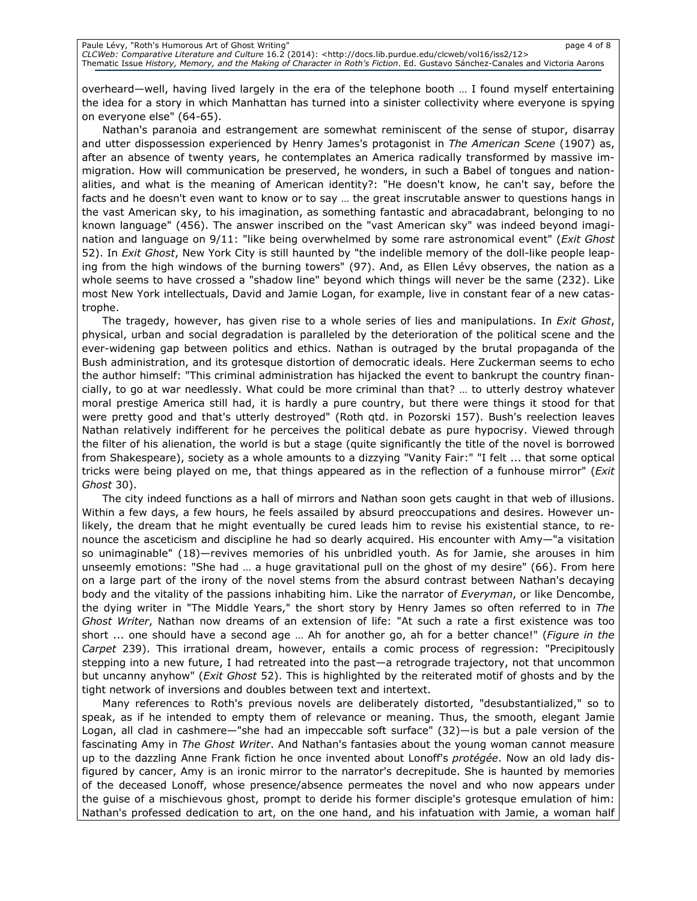overheard—well, having lived largely in the era of the telephone booth … I found myself entertaining the idea for a story in which Manhattan has turned into a sinister collectivity where everyone is spying on everyone else" (64-65).

Nathan's paranoia and estrangement are somewhat reminiscent of the sense of stupor, disarray and utter dispossession experienced by Henry James's protagonist in *The American Scene* (1907) as, after an absence of twenty years, he contemplates an America radically transformed by massive immigration. How will communication be preserved, he wonders, in such a Babel of tongues and nationalities, and what is the meaning of American identity?: "He doesn't know, he can't say, before the facts and he doesn't even want to know or to say … the great inscrutable answer to questions hangs in the vast American sky, to his imagination, as something fantastic and abracadabrant, belonging to no known language" (456). The answer inscribed on the "vast American sky" was indeed beyond imagination and language on 9/11: "like being overwhelmed by some rare astronomical event" (*Exit Ghost* 52). In *Exit Ghost*, New York City is still haunted by "the indelible memory of the doll-like people leaping from the high windows of the burning towers" (97). And, as Ellen Lévy observes, the nation as a whole seems to have crossed a "shadow line" beyond which things will never be the same (232). Like most New York intellectuals, David and Jamie Logan, for example, live in constant fear of a new catastrophe.

The tragedy, however, has given rise to a whole series of lies and manipulations. In *Exit Ghost*, physical, urban and social degradation is paralleled by the deterioration of the political scene and the ever-widening gap between politics and ethics. Nathan is outraged by the brutal propaganda of the Bush administration, and its grotesque distortion of democratic ideals. Here Zuckerman seems to echo the author himself: "This criminal administration has hijacked the event to bankrupt the country financially, to go at war needlessly. What could be more criminal than that? … to utterly destroy whatever moral prestige America still had, it is hardly a pure country, but there were things it stood for that were pretty good and that's utterly destroyed" (Roth qtd. in Pozorski 157). Bush's reelection leaves Nathan relatively indifferent for he perceives the political debate as pure hypocrisy. Viewed through the filter of his alienation, the world is but a stage (quite significantly the title of the novel is borrowed from Shakespeare), society as a whole amounts to a dizzying "Vanity Fair:" "I felt ... that some optical tricks were being played on me, that things appeared as in the reflection of a funhouse mirror" (*Exit Ghost* 30).

The city indeed functions as a hall of mirrors and Nathan soon gets caught in that web of illusions. Within a few days, a few hours, he feels assailed by absurd preoccupations and desires. However unlikely, the dream that he might eventually be cured leads him to revise his existential stance, to renounce the asceticism and discipline he had so dearly acquired. His encounter with Amy—"a visitation so unimaginable" (18)—revives memories of his unbridled youth. As for Jamie, she arouses in him unseemly emotions: "She had … a huge gravitational pull on the ghost of my desire" (66). From here on a large part of the irony of the novel stems from the absurd contrast between Nathan's decaying body and the vitality of the passions inhabiting him. Like the narrator of *Everyman*, or like Dencombe, the dying writer in "The Middle Years," the short story by Henry James so often referred to in *The Ghost Writer*, Nathan now dreams of an extension of life: "At such a rate a first existence was too short ... one should have a second age … Ah for another go, ah for a better chance!" (*Figure in the Carpet* 239). This irrational dream, however, entails a comic process of regression: "Precipitously stepping into a new future, I had retreated into the past—a retrograde trajectory, not that uncommon but uncanny anyhow" (*Exit Ghost* 52). This is highlighted by the reiterated motif of ghosts and by the tight network of inversions and doubles between text and intertext.

Many references to Roth's previous novels are deliberately distorted, "desubstantialized," so to speak, as if he intended to empty them of relevance or meaning. Thus, the smooth, elegant Jamie Logan, all clad in cashmere—"she had an impeccable soft surface" (32)—is but a pale version of the fascinating Amy in *The Ghost Writer*. And Nathan's fantasies about the young woman cannot measure up to the dazzling Anne Frank fiction he once invented about Lonoff's *protégée*. Now an old lady disfigured by cancer, Amy is an ironic mirror to the narrator's decrepitude. She is haunted by memories of the deceased Lonoff, whose presence/absence permeates the novel and who now appears under the guise of a mischievous ghost, prompt to deride his former disciple's grotesque emulation of him: Nathan's professed dedication to art, on the one hand, and his infatuation with Jamie, a woman half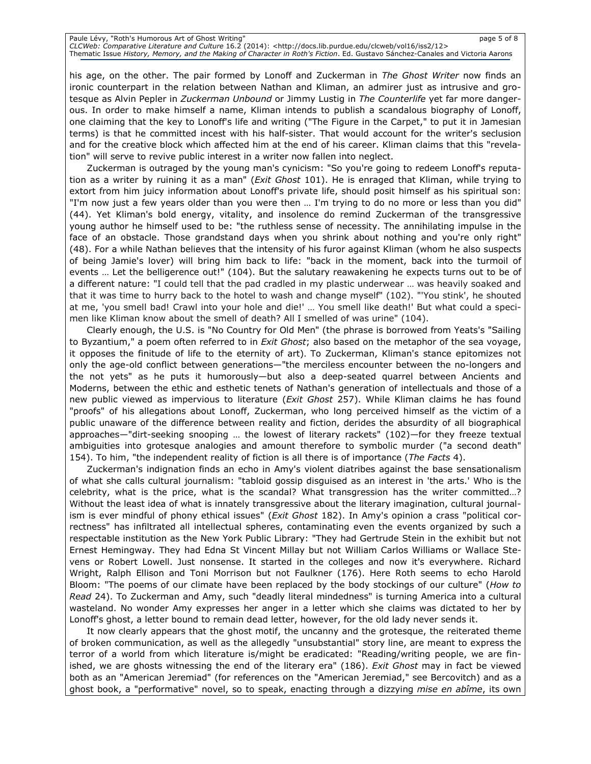his age, on the other. The pair formed by Lonoff and Zuckerman in *The Ghost Writer* now finds an ironic counterpart in the relation between Nathan and Kliman, an admirer just as intrusive and grotesque as Alvin Pepler in *Zuckerman Unbound* or Jimmy Lustig in *The Counterlife* yet far more dangerous. In order to make himself a name, Kliman intends to publish a scandalous biography of Lonoff, one claiming that the key to Lonoff's life and writing ("The Figure in the Carpet," to put it in Jamesian terms) is that he committed incest with his half-sister. That would account for the writer's seclusion and for the creative block which affected him at the end of his career. Kliman claims that this "revelation" will serve to revive public interest in a writer now fallen into neglect.

Zuckerman is outraged by the young man's cynicism: "So you're going to redeem Lonoff's reputation as a writer by ruining it as a man" (*Exit Ghost* 101). He is enraged that Kliman, while trying to extort from him juicy information about Lonoff's private life, should posit himself as his spiritual son: "I'm now just a few years older than you were then … I'm trying to do no more or less than you did" (44). Yet Kliman's bold energy, vitality, and insolence do remind Zuckerman of the transgressive young author he himself used to be: "the ruthless sense of necessity. The annihilating impulse in the face of an obstacle. Those grandstand days when you shrink about nothing and you're only right" (48). For a while Nathan believes that the intensity of his furor against Kliman (whom he also suspects of being Jamie's lover) will bring him back to life: "back in the moment, back into the turmoil of events … Let the belligerence out!" (104). But the salutary reawakening he expects turns out to be of a different nature: "I could tell that the pad cradled in my plastic underwear … was heavily soaked and that it was time to hurry back to the hotel to wash and change myself" (102). "'You stink', he shouted at me, 'you smell bad! Crawl into your hole and die!' … You smell like death!' But what could a specimen like Kliman know about the smell of death? All I smelled of was urine" (104).

Clearly enough, the U.S. is "No Country for Old Men" (the phrase is borrowed from Yeats's "Sailing to Byzantium," a poem often referred to in *Exit Ghost*; also based on the metaphor of the sea voyage, it opposes the finitude of life to the eternity of art). To Zuckerman, Kliman's stance epitomizes not only the age-old conflict between generations—"the merciless encounter between the no-longers and the not yets" as he puts it humorously—but also a deep-seated quarrel between Ancients and Moderns, between the ethic and esthetic tenets of Nathan's generation of intellectuals and those of a new public viewed as impervious to literature (*Exit Ghost* 257). While Kliman claims he has found "proofs" of his allegations about Lonoff, Zuckerman, who long perceived himself as the victim of a public unaware of the difference between reality and fiction, derides the absurdity of all biographical approaches—"dirt-seeking snooping … the lowest of literary rackets" (102)—for they freeze textual ambiguities into grotesque analogies and amount therefore to symbolic murder ("a second death" 154). To him, "the independent reality of fiction is all there is of importance (*The Facts* 4).

Zuckerman's indignation finds an echo in Amy's violent diatribes against the base sensationalism of what she calls cultural journalism: "tabloid gossip disguised as an interest in 'the arts.' Who is the celebrity, what is the price, what is the scandal? What transgression has the writer committed…? Without the least idea of what is innately transgressive about the literary imagination, cultural journalism is ever mindful of phony ethical issues" (*Exit Ghost* 182). In Amy's opinion a crass "political correctness" has infiltrated all intellectual spheres, contaminating even the events organized by such a respectable institution as the New York Public Library: "They had Gertrude Stein in the exhibit but not Ernest Hemingway. They had Edna St Vincent Millay but not William Carlos Williams or Wallace Stevens or Robert Lowell. Just nonsense. It started in the colleges and now it's everywhere. Richard Wright, Ralph Ellison and Toni Morrison but not Faulkner (176). Here Roth seems to echo Harold Bloom: "The poems of our climate have been replaced by the body stockings of our culture" (*How to Read* 24). To Zuckerman and Amy, such "deadly literal mindedness" is turning America into a cultural wasteland. No wonder Amy expresses her anger in a letter which she claims was dictated to her by Lonoff's ghost, a letter bound to remain dead letter, however, for the old lady never sends it.

It now clearly appears that the ghost motif, the uncanny and the grotesque, the reiterated theme of broken communication, as well as the allegedly "unsubstantial" story line, are meant to express the terror of a world from which literature is/might be eradicated: "Reading/writing people, we are finished, we are ghosts witnessing the end of the literary era" (186). *Exit Ghost* may in fact be viewed both as an "American Jeremiad" (for references on the "American Jeremiad," see Bercovitch) and as a ghost book, a "performative" novel, so to speak, enacting through a dizzying *mise en abîme*, its own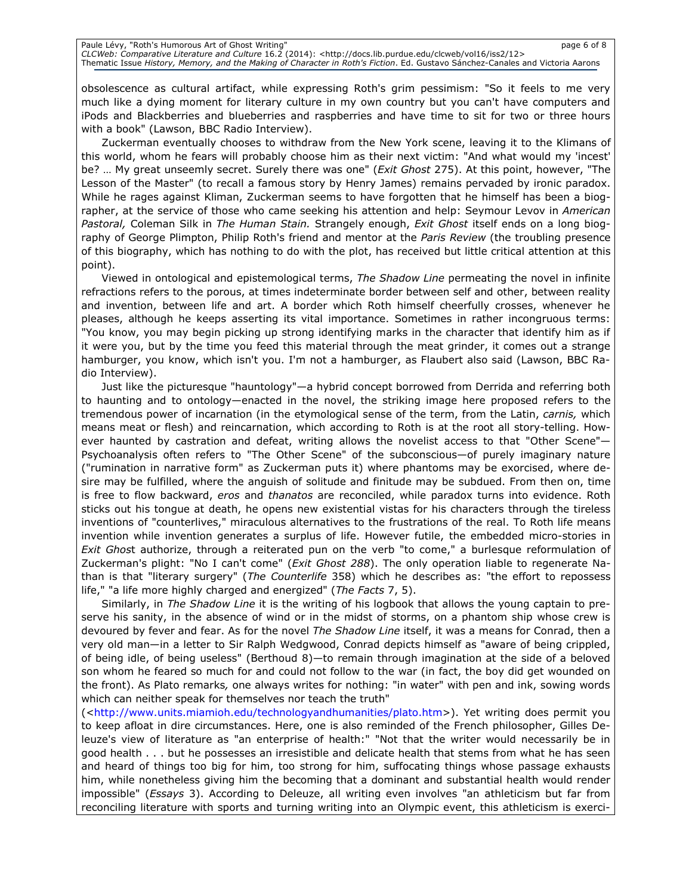obsolescence as cultural artifact, while expressing Roth's grim pessimism: "So it feels to me very much like a dying moment for literary culture in my own country but you can't have computers and iPods and Blackberries and blueberries and raspberries and have time to sit for two or three hours with a book" (Lawson, BBC Radio Interview).

Zuckerman eventually chooses to withdraw from the New York scene, leaving it to the Klimans of this world, whom he fears will probably choose him as their next victim: "And what would my 'incest' be? … My great unseemly secret. Surely there was one" (*Exit Ghost* 275). At this point, however, "The Lesson of the Master" (to recall a famous story by Henry James) remains pervaded by ironic paradox. While he rages against Kliman, Zuckerman seems to have forgotten that he himself has been a biographer, at the service of those who came seeking his attention and help: Seymour Levov in *American Pastoral,* Coleman Silk in *The Human Stain.* Strangely enough, *Exit Ghost* itself ends on a long biography of George Plimpton, Philip Roth's friend and mentor at the *Paris Review* (the troubling presence of this biography, which has nothing to do with the plot, has received but little critical attention at this point).

Viewed in ontological and epistemological terms, *The Shadow Line* permeating the novel in infinite refractions refers to the porous, at times indeterminate border between self and other, between reality and invention, between life and art. A border which Roth himself cheerfully crosses, whenever he pleases, although he keeps asserting its vital importance. Sometimes in rather incongruous terms: "You know, you may begin picking up strong identifying marks in the character that identify him as if it were you, but by the time you feed this material through the meat grinder, it comes out a strange hamburger, you know, which isn't you. I'm not a hamburger, as Flaubert also said (Lawson, BBC Radio Interview).

Just like the picturesque "hauntology"—a hybrid concept borrowed from Derrida and referring both to haunting and to ontology—enacted in the novel, the striking image here proposed refers to the tremendous power of incarnation (in the etymological sense of the term, from the Latin, *carnis,* which means meat or flesh) and reincarnation, which according to Roth is at the root all story-telling. However haunted by castration and defeat, writing allows the novelist access to that "Other Scene"—Psychoanalysis often refers to "The Other Scene" of the subconscious—of purely imaginary nature ("rumination in narrative form" as Zuckerman puts it) where phantoms may be exorcised, where desire may be fulfilled, where the anguish of solitude and finitude may be subdued. From then on, time is free to flow backward, *eros* and *thanatos* are reconciled, while paradox turns into evidence. Roth sticks out his tongue at death, he opens new existential vistas for his characters through the tireless inventions of "counterlives," miraculous alternatives to the frustrations of the real. To Roth life means invention while invention generates a surplus of life. However futile, the embedded micro-stories in *Exit Ghost* authorize, through a reiterated pun on the verb "to come," a burlesque reformulation of Zuckerman's plight: "No I can't come" (*Exit Ghost 288*). The only operation liable to regenerate Nathan is that "literary surgery" (*The Counterlife* 358) which he describes as: "the effort to repossess life," "a life more highly charged and energized" (*The Facts* 7, 5).

Similarly, in *The Shadow Line* it is the writing of his logbook that allows the young captain to preserve his sanity, in the absence of wind or in the midst of storms, on a phantom ship whose crew is devoured by fever and fear. As for the novel *The Shadow Line* itself, it was a means for Conrad, then a very old man—in a letter to Sir Ralph Wedgwood, Conrad depicts himself as "aware of being crippled, of being idle, of being useless" (Berthoud 8)—to remain through imagination at the side of a beloved son whom he feared so much for and could not follow to the war (in fact, the boy did get wounded on the front). As Plato remarks*,* one always writes for nothing: "in water" with pen and ink, sowing words which can neither speak for themselves nor teach the truth" (<http://www.units.miamioh.edu/technologyandhumanities/plato.htm>). Yet writing does permit you to keep afloat in dire circumstances. Here, one is also reminded of the French philosopher, Gilles Deleuze's view of literature as "an enterprise of health:" "Not that the writer would necessarily be in good health . . . but he possesses an irresistible and delicate health that stems from what he has seen and heard of things too big for him, too strong for him, suffocating things whose passage exhausts him, while nonetheless giving him the becoming that a dominant and substantial health would render impossible" (*Essays* 3). According to Deleuze, all writing even involves "an athleticism but far from reconciling literature with sports and turning writing into an Olympic event, this athleticism is exerci-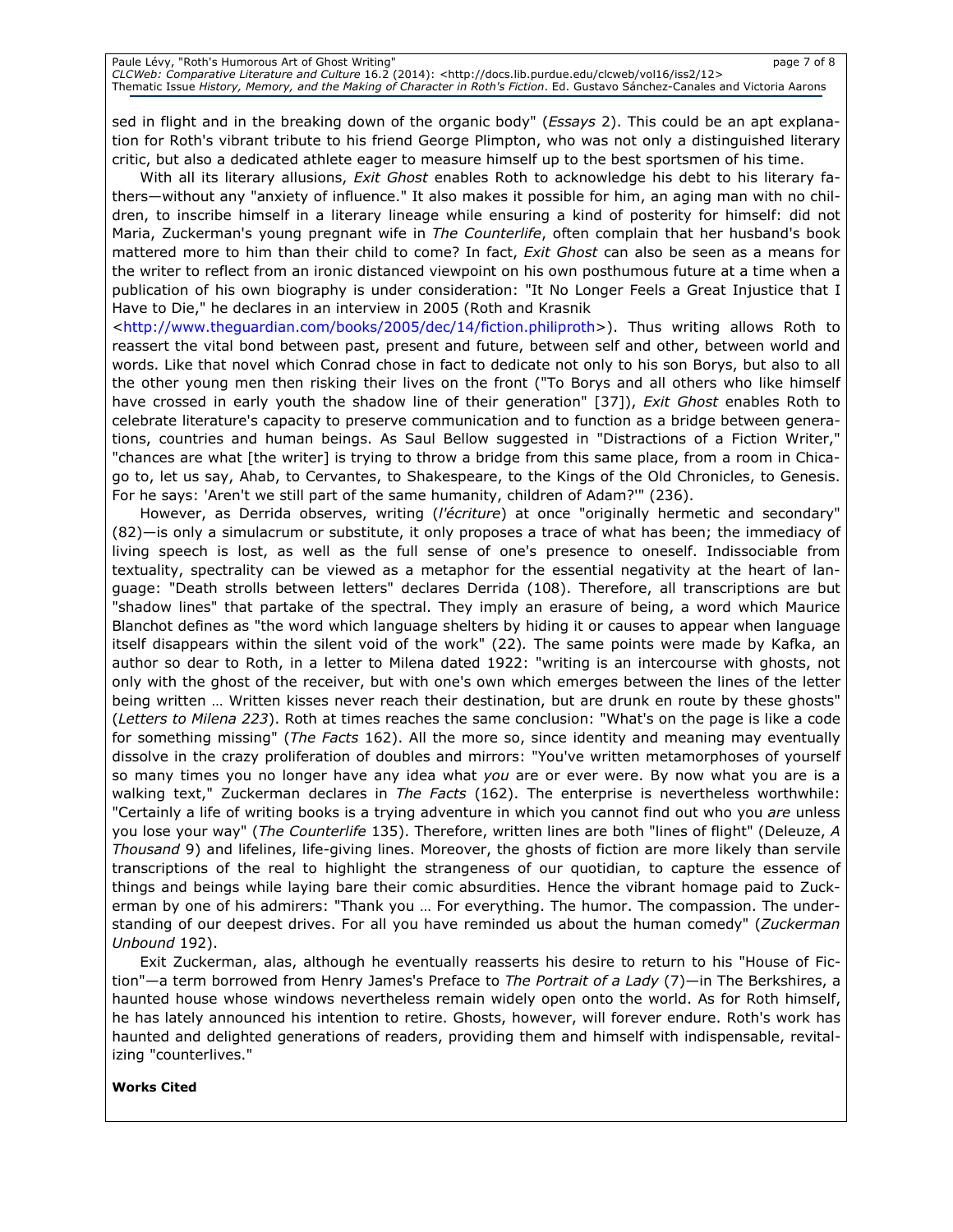sed in flight and in the breaking down of the organic body" (*Essays* 2). This could be an apt explanation for Roth's vibrant tribute to his friend George Plimpton, who was not only a distinguished literary critic, but also a dedicated athlete eager to measure himself up to the best sportsmen of his time.

With all its literary allusions, *Exit Ghost* enables Roth to acknowledge his debt to his literary fathers—without any "anxiety of influence." It also makes it possible for him, an aging man with no children, to inscribe himself in a literary lineage while ensuring a kind of posterity for himself: did not Maria, Zuckerman's young pregnant wife in *The Counterlife*, often complain that her husband's book mattered more to him than their child to come? In fact, *Exit Ghost* can also be seen as a means for the writer to reflect from an ironic distanced viewpoint on his own posthumous future at a time when a publication of his own biography is under consideration: "It No Longer Feels a Great Injustice that I Have to Die," he declares in an interview in 2005 (Roth and Krasnik <http://www.theguardian.com/books/2005/dec/14/fiction.philiproth>). Thus writing allows Roth to reassert the vital bond between past, present and future, between self and other, between world and words. Like that novel which Conrad chose in fact to dedicate not only to his son Borys, but also to all the other young men then risking their lives on the front ("To Borys and all others who like himself have crossed in early youth the shadow line of their generation" [37]), *Exit Ghost* enables Roth to celebrate literature's capacity to preserve communication and to function as a bridge between generations, countries and human beings. As Saul Bellow suggested in "Distractions of a Fiction Writer," "chances are what [the writer] is trying to throw a bridge from this same place, from a room in Chicago to, let us say, Ahab, to Cervantes, to Shakespeare, to the Kings of the Old Chronicles, to Genesis. For he says: 'Aren't we still part of the same humanity, children of Adam?'" (236).

However, as Derrida observes, writing (*l'écriture*) at once "originally hermetic and secondary" (82)—is only a simulacrum or substitute, it only proposes a trace of what has been; the immediacy of living speech is lost, as well as the full sense of one's presence to oneself. Indissociable from textuality, spectrality can be viewed as a metaphor for the essential negativity at the heart of language: "Death strolls between letters" declares Derrida (108). Therefore, all transcriptions are but "shadow lines" that partake of the spectral. They imply an erasure of being, a word which Maurice Blanchot defines as "the word which language shelters by hiding it or causes to appear when language itself disappears within the silent void of the work" (22). The same points were made by Kafka, an author so dear to Roth, in a letter to Milena dated 1922: "writing is an intercourse with ghosts, not only with the ghost of the receiver, but with one's own which emerges between the lines of the letter being written … Written kisses never reach their destination, but are drunk en route by these ghosts" (*Letters to Milena 223*). Roth at times reaches the same conclusion: "What's on the page is like a code for something missing" (*The Facts* 162). All the more so, since identity and meaning may eventually dissolve in the crazy proliferation of doubles and mirrors: "You've written metamorphoses of yourself so many times you no longer have any idea what *you* are or ever were. By now what you are is a walking text," Zuckerman declares in *The Facts* (162). The enterprise is nevertheless worthwhile: "Certainly a life of writing books is a trying adventure in which you cannot find out who you *are* unless you lose your way" (*The Counterlife* 135). Therefore, written lines are both "lines of flight" (Deleuze, *A Thousand* 9) and lifelines, life-giving lines. Moreover, the ghosts of fiction are more likely than servile transcriptions of the real to highlight the strangeness of our quotidian, to capture the essence of things and beings while laying bare their comic absurdities. Hence the vibrant homage paid to Zuckerman by one of his admirers: "Thank you … For everything. The humor. The compassion. The understanding of our deepest drives. For all you have reminded us about the human comedy" (*Zuckerman Unbound* 192).

Exit Zuckerman, alas, although he eventually reasserts his desire to return to his "House of Fiction"—a term borrowed from Henry James's Preface to *The Portrait of a Lady* (7)—in The Berkshires, a haunted house whose windows nevertheless remain widely open onto the world. As for Roth himself, he has lately announced his intention to retire. Ghosts, however, will forever endure. Roth's work has haunted and delighted generations of readers, providing them and himself with indispensable, revitalizing "counterlives."

**Works Cited**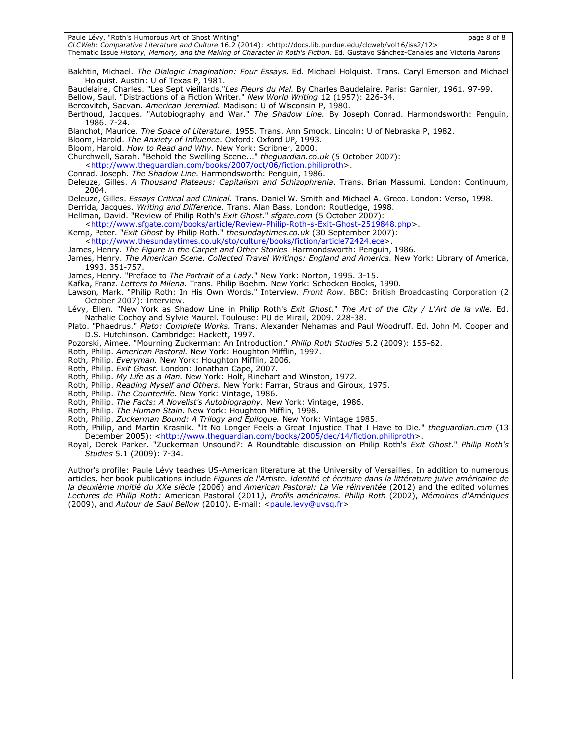Bakhtin, Michael. *The Dialogic Imagination: Four Essays.* Ed. Michael Holquist. Trans. Caryl Emerson and Michael Holquist. Austin: U of Texas P, 1981.

Baudelaire, Charles. "Les Sept vieillards."*Les Fleurs du Mal.* By Charles Baudelaire. Paris: Garnier, 1961. 97-99.

Bellow, Saul. "Distractions of a Fiction Writer." *New World Writing* 12 (1957): 226-34.

Bercovitch, Sacvan. *American Jeremiad.* Madison: U of Wisconsin P, 1980.

Berthoud, Jacques. "Autobiography and War." *The Shadow Line.* By Joseph Conrad. Harmondsworth: Penguin, 1986. 7-24.

Blanchot, Maurice. *The Space of Literature*. 1955. Trans. Ann Smock. Lincoln: U of Nebraska P, 1982.

Bloom, Harold. *The Anxiety of Influence*. Oxford: Oxford UP, 1993.

Bloom, Harold. *How to Read and Why.* New York: Scribner, 2000.

Churchwell, Sarah. "Behold the Swelling Scene..." *theguardian.co.uk* (5 October 2007): <http://www.theguardian.com/books/2007/oct/06/fiction.philiproth>.

Conrad, Joseph. *The Shadow Line.* Harmondsworth: Penguin, 1986.

Deleuze, Gilles. *A Thousand Plateaus: Capitalism and Schizophrenia*. Trans. Brian Massumi. London: Continuum, 2004.

Deleuze, Gilles. *Essays Critical and Clinical.* Trans. Daniel W. Smith and Michael A. Greco. London: Verso, 1998.

Derrida, Jacques. *Writing and Difference.* Trans. Alan Bass. London: Routledge, 1998.

Hellman, David. "Review of Philip Roth's *Exit Ghost*." *sfgate.com* (5 October 2007): <http://www.sfgate.com/books/article/Review-Philip-Roth-s-Exit-Ghost-2519848.php>.

Kemp, Peter. "*Exit Ghost* by Philip Roth." *thesundaytimes.co.uk* (30 September 2007): <http://www.thesundaytimes.co.uk/sto/culture/books/fiction/article72424.ece>.

James, Henry. *The Figure in the Carpet and Other Stories.* Harmondsworth: Penguin, 1986.

James, Henry. *The American Scene. Collected Travel Writings: England and America.* New York: Library of America, 1993. 351-757.

James, Henry. "Preface to *The Portrait of a Lady*." New York: Norton, 1995. 3-15.

Kafka, Franz. *Letters to Milena.* Trans. Philip Boehm. New York: Schocken Books, 1990.

Lawson, Mark. "Philip Roth: In His Own Words." Interview. *Front Row*. BBC: British Broadcasting Corporation (2 October 2007): Interview.

Lévy, Ellen. "New York as Shadow Line in Philip Roth's *Exit Ghost.*" *The Art of the City / L'Art de la ville.* Ed. Nathalie Cochoy and Sylvie Maurel. Toulouse: PU de Mirail, 2009. 228-38.

Plato. "Phaedrus." *Plato: Complete Works.* Trans. Alexander Nehamas and Paul Woodruff. Ed. John M. Cooper and D.S. Hutchinson. Cambridge: Hackett, 1997.

Pozorski, Aimee. "Mourning Zuckerman: An Introduction." *Philip Roth Studies* 5.2 (2009): 155-62.

Roth, Philip. *American Pastoral.* New York: Houghton Mifflin, 1997.

Roth, Philip. *Everyman.* New York: Houghton Mifflin, 2006.

Roth, Philip. *Exit Ghost*. London: Jonathan Cape, 2007.

Roth, Philip. *My Life as a Man.* New York: Holt, Rinehart and Winston, 1972.

Roth, Philip. *Reading Myself and Others.* New York: Farrar, Straus and Giroux, 1975.

Roth, Philip. *The Counterlife.* New York: Vintage, 1986.

Roth, Philip. *The Facts: A Novelist's Autobiography.* New York: Vintage, 1986.

Roth, Philip. *The Human Stain.* New York: Houghton Mifflin, 1998.

Roth, Philip. *Zuckerman Bound: A Trilogy and Epilogue.* New York: Vintage 1985.

Roth, Philip, and Martin Krasnik. "It No Longer Feels a Great Injustice That I Have to Die." *theguardian.com* (13 December 2005): <http://www.theguardian.com/books/2005/dec/14/fiction.philiproth>.

Royal, Derek Parker. "Zuckerman Unsound?: A Roundtable discussion on Philip Roth's *Exit Ghost*." *Philip Roth's Studies* 5.1 (2009): 7-34.

Author's profile: Paule Lévy teaches US-American literature at the University of Versailles. In addition to numerous articles, her book publications include *Figures de l'Artiste. Identité et écriture dans la littérature juive américaine de la deuxième moitié du XXe siècle* (2006) and *American Pastoral: La Vie réinventée* (2012) and the edited volumes *Lectures de Philip Roth:* American Pastoral (2011*)*, *Profils américains. Philip Roth* (2002), *Mémoires d'Amériques* (2009), and *Autour de Saul Bellow* (2010). E-mail: <paule.levy@uvsq.fr>